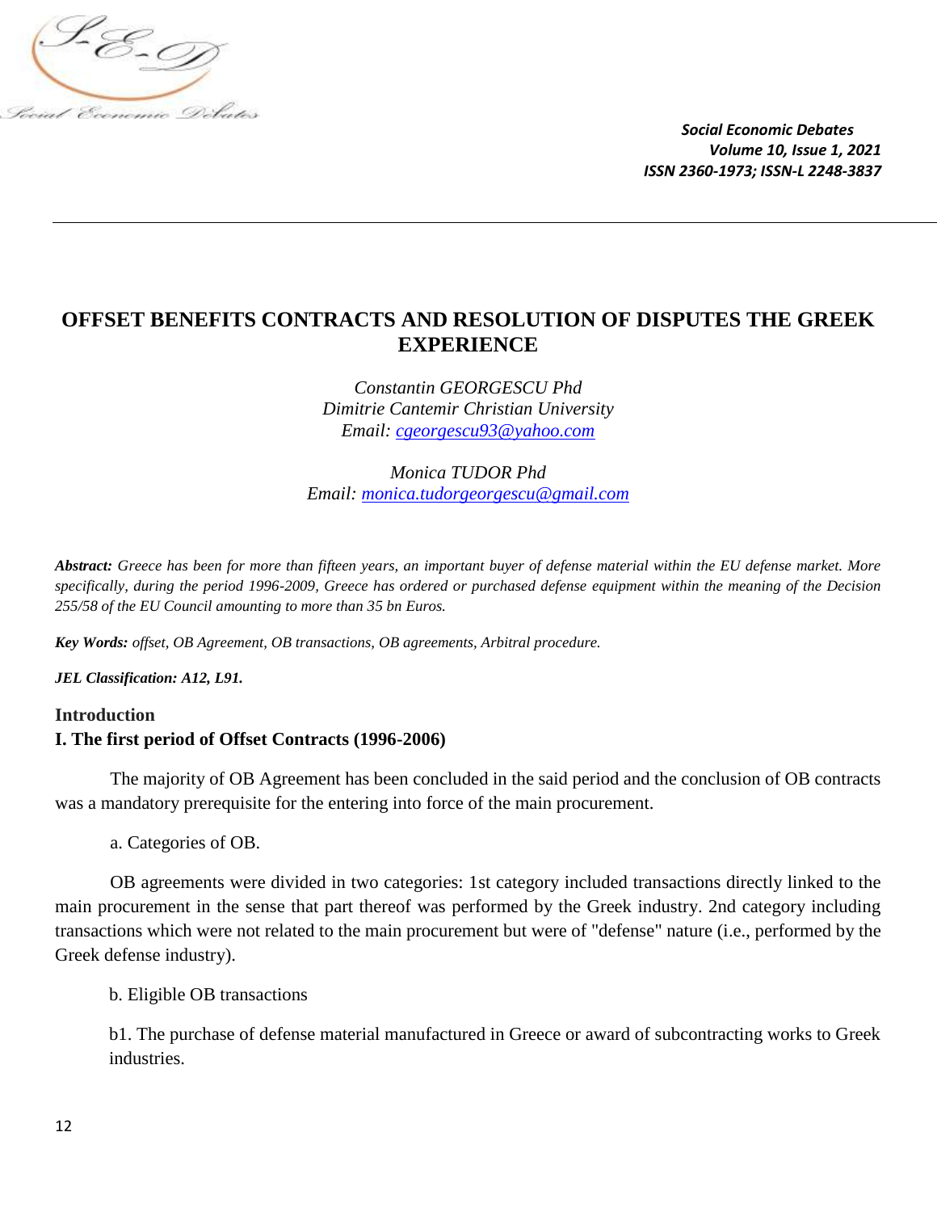# OFFSET BENEFITS CONTRACTS AND RESOLUTION OF DISPUTES THE GREEK EXPERIENCE

*Constantin GEORGESCU Phd*
*Dimitrie Cantemir Christian University*
*Email: cgeorgescu93@yahoo.com*

*Monica TUDOR Phd*
*Email: monica.tudorgeorgescu@gmail.com*

***Abstract:*** *Greece has been for more than fifteen years, an important buyer of defense material within the EU defense market. More specifically, during the period 1996-2009, Greece has ordered or purchased defense equipment within the meaning of the Decision 255/58 of the EU Council amounting to more than 35 bn Euros.*

***Key Words:*** *offset, OB Agreement, OB transactions, OB agreements, Arbitral procedure.*

***JEL Classification: A12, L91.***

## Introduction

## I. The first period of Offset Contracts (1996-2006)

The majority of OB Agreement has been concluded in the said period and the conclusion of OB contracts was a mandatory prerequisite for the entering into force of the main procurement.

a. Categories of OB.

OB agreements were divided in two categories: 1st category included transactions directly linked to the main procurement in the sense that part thereof was performed by the Greek industry. 2nd category including transactions which were not related to the main procurement but were of "defense" nature (i.e., performed by the Greek defense industry).

b. Eligible OB transactions

b1. The purchase of defense material manufactured in Greece or award of subcontracting works to Greek industries.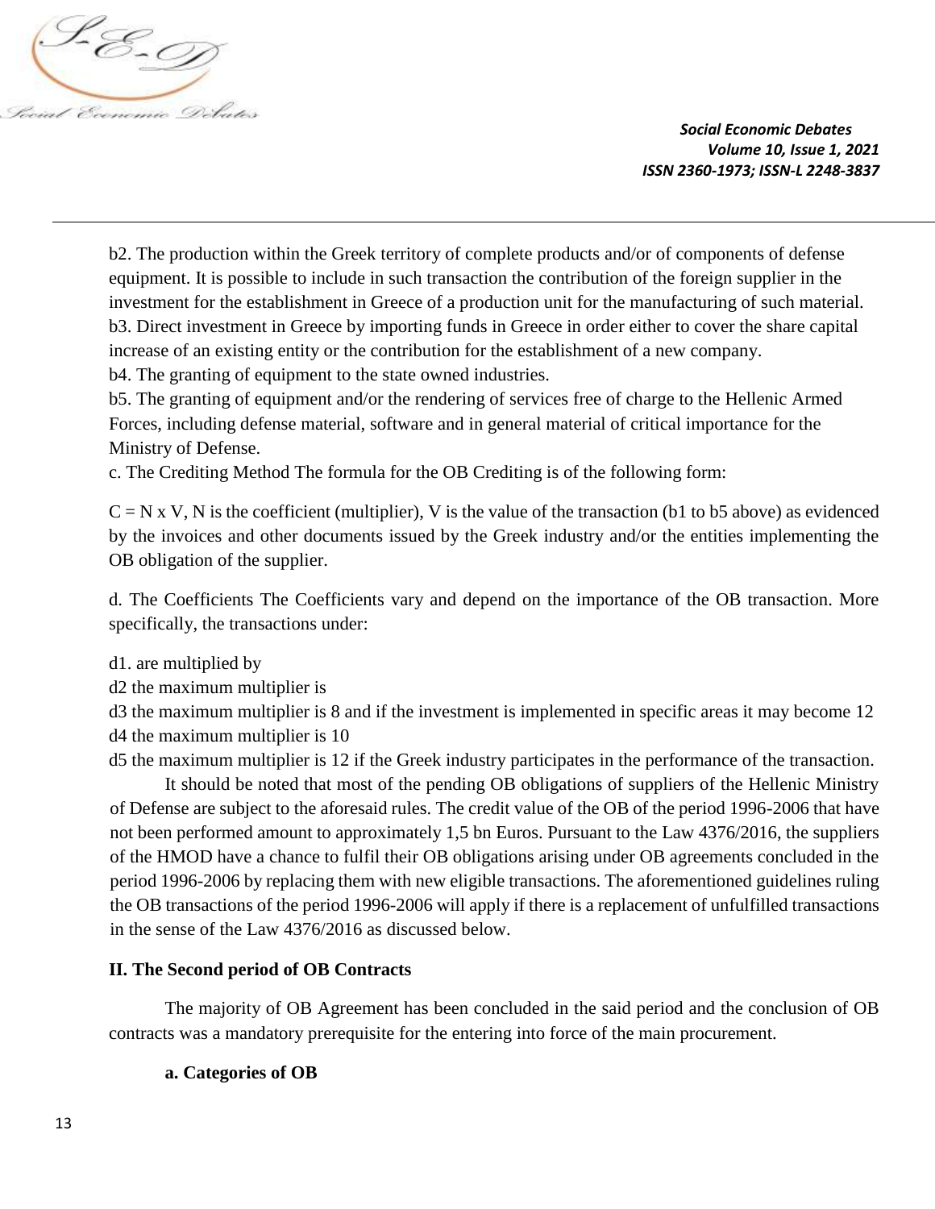b2. The production within the Greek territory of complete products and/or of components of defense equipment. It is possible to include in such transaction the contribution of the foreign supplier in the investment for the establishment in Greece of a production unit for the manufacturing of such material.
b3. Direct investment in Greece by importing funds in Greece in order either to cover the share capital increase of an existing entity or the contribution for the establishment of a new company.
b4. The granting of equipment to the state owned industries.
b5. The granting of equipment and/or the rendering of services free of charge to the Hellenic Armed Forces, including defense material, software and in general material of critical importance for the Ministry of Defense.
c. The Crediting Method The formula for the OB Crediting is of the following form:

$C = N \times V$, N is the coefficient (multiplier), V is the value of the transaction (b1 to b5 above) as evidenced by the invoices and other documents issued by the Greek industry and/or the entities implementing the OB obligation of the supplier.

d. The Coefficients The Coefficients vary and depend on the importance of the OB transaction. More specifically, the transactions under:

d1. are multiplied by
d2 the maximum multiplier is
d3 the maximum multiplier is 8 and if the investment is implemented in specific areas it may become 12
d4 the maximum multiplier is 10
d5 the maximum multiplier is 12 if the Greek industry participates in the performance of the transaction.

It should be noted that most of the pending OB obligations of suppliers of the Hellenic Ministry of Defense are subject to the aforesaid rules. The credit value of the OB of the period 1996-2006 that have not been performed amount to approximately 1,5 bn Euros. Pursuant to the Law 4376/2016, the suppliers of the HMOD have a chance to fulfil their OB obligations arising under OB agreements concluded in the period 1996-2006 by replacing them with new eligible transactions. The aforementioned guidelines ruling the OB transactions of the period 1996-2006 will apply if there is a replacement of unfulfilled transactions in the sense of the Law 4376/2016 as discussed below.

## II. The Second period of OB Contracts

The majority of OB Agreement has been concluded in the said period and the conclusion of OB contracts was a mandatory prerequisite for the entering into force of the main procurement.

### a. Categories of OB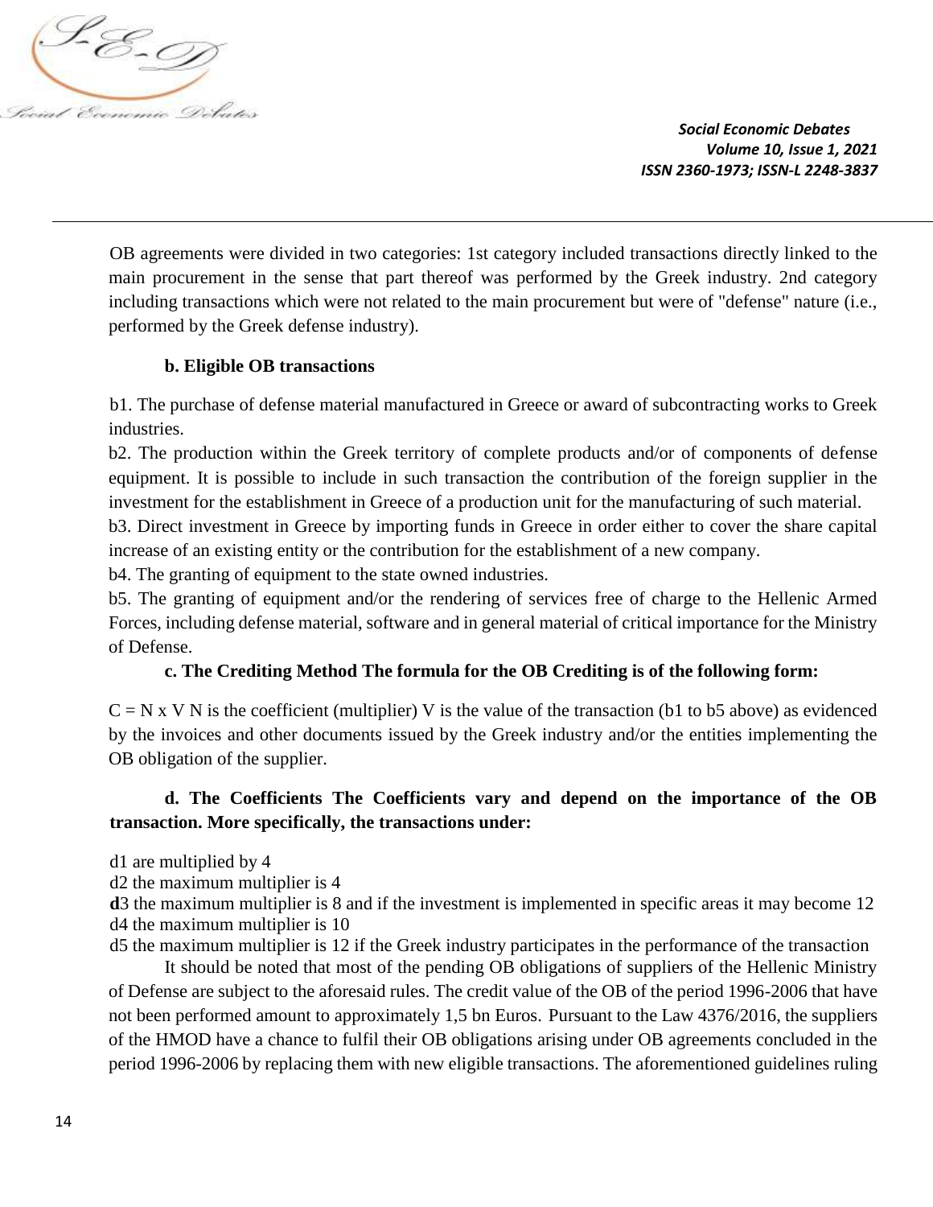OB agreements were divided in two categories: 1st category included transactions directly linked to the main procurement in the sense that part thereof was performed by the Greek industry. 2nd category including transactions which were not related to the main procurement but were of "defense" nature (i.e., performed by the Greek defense industry).

**b. Eligible OB transactions**

b1. The purchase of defense material manufactured in Greece or award of subcontracting works to Greek industries.

b2. The production within the Greek territory of complete products and/or of components of defense equipment. It is possible to include in such transaction the contribution of the foreign supplier in the investment for the establishment in Greece of a production unit for the manufacturing of such material.

b3. Direct investment in Greece by importing funds in Greece in order either to cover the share capital increase of an existing entity or the contribution for the establishment of a new company.

b4. The granting of equipment to the state owned industries.

b5. The granting of equipment and/or the rendering of services free of charge to the Hellenic Armed Forces, including defense material, software and in general material of critical importance for the Ministry of Defense.

**c. The Crediting Method The formula for the OB Crediting is of the following form:**

$C = N \times V$ N is the coefficient (multiplier) V is the value of the transaction (b1 to b5 above) as evidenced by the invoices and other documents issued by the Greek industry and/or the entities implementing the OB obligation of the supplier.

**d. The Coefficients The Coefficients vary and depend on the importance of the OB transaction. More specifically, the transactions under:**

d1 are multiplied by 4
d2 the maximum multiplier is 4
**d**3 the maximum multiplier is 8 and if the investment is implemented in specific areas it may become 12
d4 the maximum multiplier is 10
d5 the maximum multiplier is 12 if the Greek industry participates in the performance of the transaction

It should be noted that most of the pending OB obligations of suppliers of the Hellenic Ministry of Defense are subject to the aforesaid rules. The credit value of the OB of the period 1996-2006 that have not been performed amount to approximately 1,5 bn Euros. Pursuant to the Law 4376/2016, the suppliers of the HMOD have a chance to fulfil their OB obligations arising under OB agreements concluded in the period 1996-2006 by replacing them with new eligible transactions. The aforementioned guidelines ruling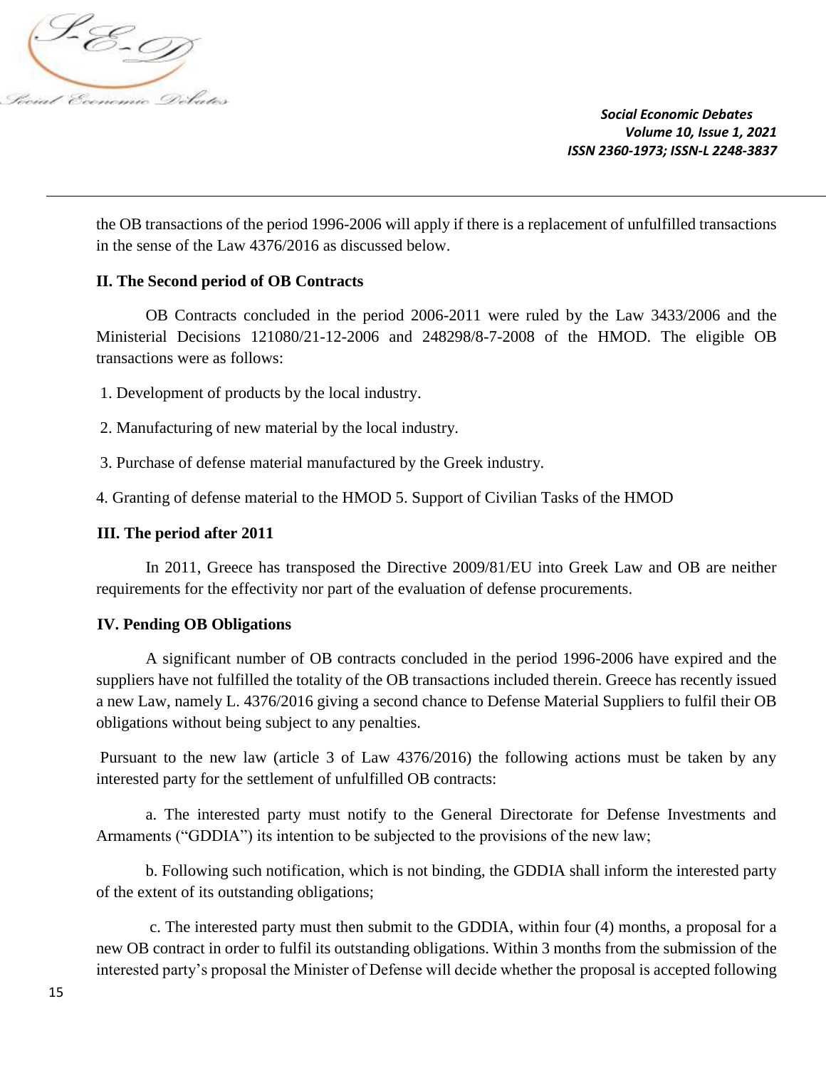the OB transactions of the period 1996-2006 will apply if there is a replacement of unfulfilled transactions in the sense of the Law 4376/2016 as discussed below.

### II. The Second period of OB Contracts

OB Contracts concluded in the period 2006-2011 were ruled by the Law 3433/2006 and the Ministerial Decisions 121080/21-12-2006 and 248298/8-7-2008 of the HMOD. The eligible OB transactions were as follows:

1. Development of products by the local industry.

2. Manufacturing of new material by the local industry.

3. Purchase of defense material manufactured by the Greek industry.

4. Granting of defense material to the HMOD 5. Support of Civilian Tasks of the HMOD

### III. The period after 2011

In 2011, Greece has transposed the Directive 2009/81/EU into Greek Law and OB are neither requirements for the effectivity nor part of the evaluation of defense procurements.

### IV. Pending OB Obligations

A significant number of OB contracts concluded in the period 1996-2006 have expired and the suppliers have not fulfilled the totality of the OB transactions included therein. Greece has recently issued a new Law, namely L. 4376/2016 giving a second chance to Defense Material Suppliers to fulfil their OB obligations without being subject to any penalties.

Pursuant to the new law (article 3 of Law 4376/2016) the following actions must be taken by any interested party for the settlement of unfulfilled OB contracts:

a. The interested party must notify to the General Directorate for Defense Investments and Armaments ("GDDIA") its intention to be subjected to the provisions of the new law;

b. Following such notification, which is not binding, the GDDIA shall inform the interested party of the extent of its outstanding obligations;

c. The interested party must then submit to the GDDIA, within four (4) months, a proposal for a new OB contract in order to fulfil its outstanding obligations. Within 3 months from the submission of the interested party's proposal the Minister of Defense will decide whether the proposal is accepted following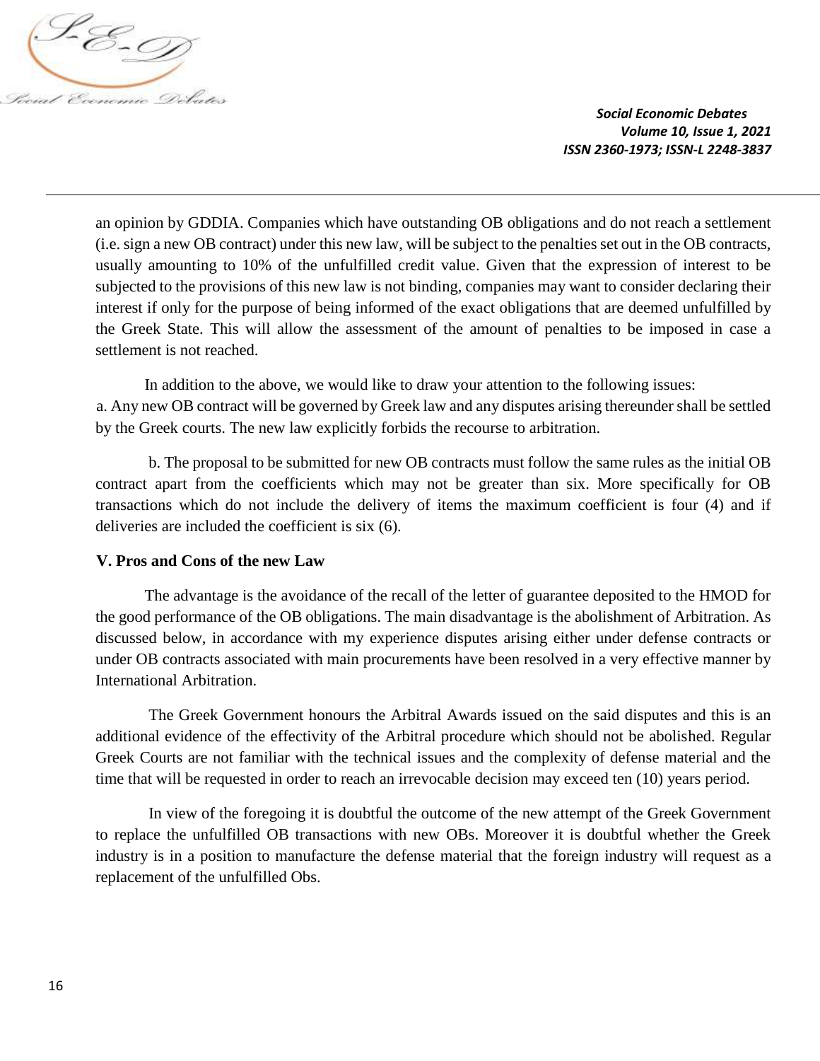an opinion by GDDIA. Companies which have outstanding OB obligations and do not reach a settlement (i.e. sign a new OB contract) under this new law, will be subject to the penalties set out in the OB contracts, usually amounting to 10% of the unfulfilled credit value. Given that the expression of interest to be subjected to the provisions of this new law is not binding, companies may want to consider declaring their interest if only for the purpose of being informed of the exact obligations that are deemed unfulfilled by the Greek State. This will allow the assessment of the amount of penalties to be imposed in case a settlement is not reached.

In addition to the above, we would like to draw your attention to the following issues:

a. Any new OB contract will be governed by Greek law and any disputes arising thereunder shall be settled by the Greek courts. The new law explicitly forbids the recourse to arbitration.

b. The proposal to be submitted for new OB contracts must follow the same rules as the initial OB contract apart from the coefficients which may not be greater than six. More specifically for OB transactions which do not include the delivery of items the maximum coefficient is four (4) and if deliveries are included the coefficient is six (6).

**V. Pros and Cons of the new Law**

The advantage is the avoidance of the recall of the letter of guarantee deposited to the HMOD for the good performance of the OB obligations. The main disadvantage is the abolishment of Arbitration. As discussed below, in accordance with my experience disputes arising either under defense contracts or under OB contracts associated with main procurements have been resolved in a very effective manner by International Arbitration.

The Greek Government honours the Arbitral Awards issued on the said disputes and this is an additional evidence of the effectivity of the Arbitral procedure which should not be abolished. Regular Greek Courts are not familiar with the technical issues and the complexity of defense material and the time that will be requested in order to reach an irrevocable decision may exceed ten (10) years period.

In view of the foregoing it is doubtful the outcome of the new attempt of the Greek Government to replace the unfulfilled OB transactions with new OBs. Moreover it is doubtful whether the Greek industry is in a position to manufacture the defense material that the foreign industry will request as a replacement of the unfulfilled Obs.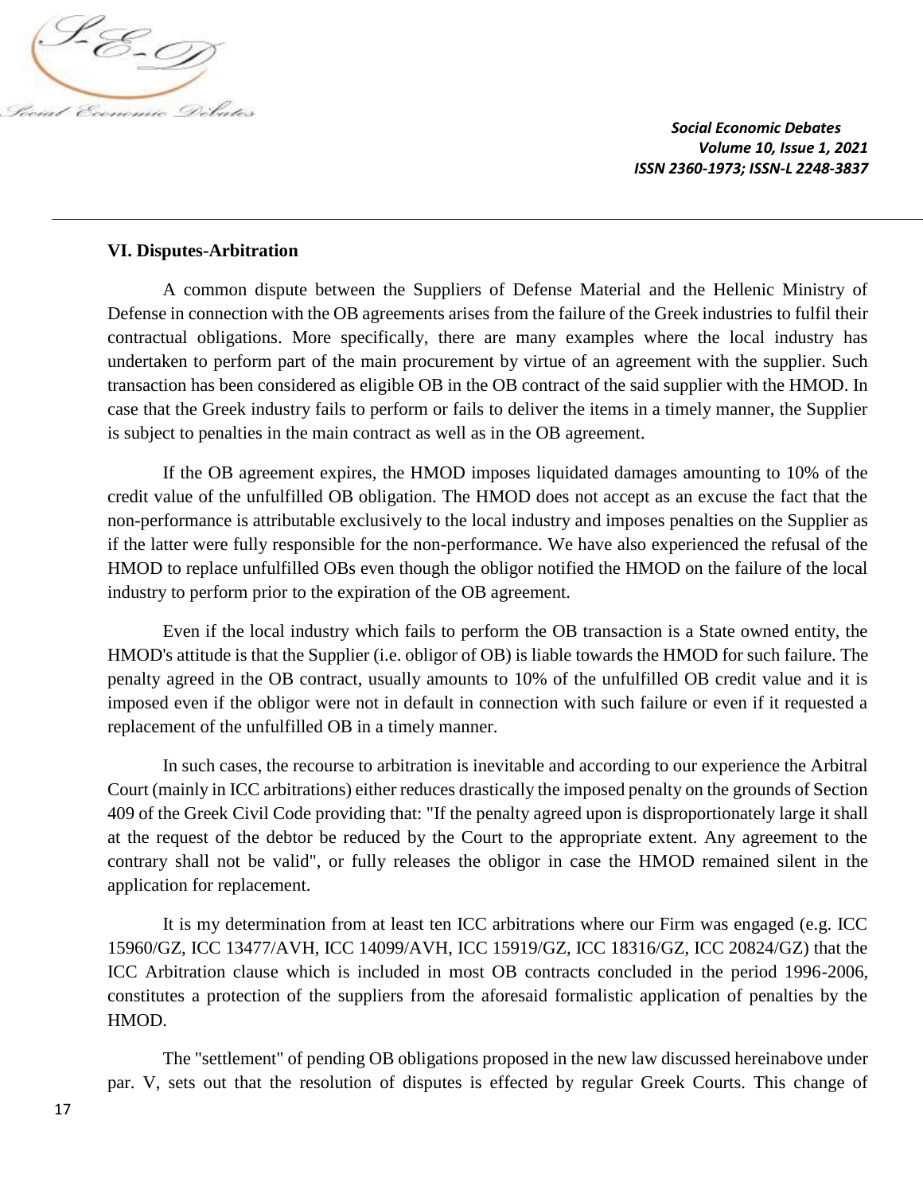**VI. Disputes-Arbitration**

A common dispute between the Suppliers of Defense Material and the Hellenic Ministry of Defense in connection with the OB agreements arises from the failure of the Greek industries to fulfil their contractual obligations. More specifically, there are many examples where the local industry has undertaken to perform part of the main procurement by virtue of an agreement with the supplier. Such transaction has been considered as eligible OB in the OB contract of the said supplier with the HMOD. In case that the Greek industry fails to perform or fails to deliver the items in a timely manner, the Supplier is subject to penalties in the main contract as well as in the OB agreement.

If the OB agreement expires, the HMOD imposes liquidated damages amounting to 10% of the credit value of the unfulfilled OB obligation. The HMOD does not accept as an excuse the fact that the non-performance is attributable exclusively to the local industry and imposes penalties on the Supplier as if the latter were fully responsible for the non-performance. We have also experienced the refusal of the HMOD to replace unfulfilled OBs even though the obligor notified the HMOD on the failure of the local industry to perform prior to the expiration of the OB agreement.

Even if the local industry which fails to perform the OB transaction is a State owned entity, the HMOD's attitude is that the Supplier (i.e. obligor of OB) is liable towards the HMOD for such failure. The penalty agreed in the OB contract, usually amounts to 10% of the unfulfilled OB credit value and it is imposed even if the obligor were not in default in connection with such failure or even if it requested a replacement of the unfulfilled OB in a timely manner.

In such cases, the recourse to arbitration is inevitable and according to our experience the Arbitral Court (mainly in ICC arbitrations) either reduces drastically the imposed penalty on the grounds of Section 409 of the Greek Civil Code providing that: "If the penalty agreed upon is disproportionately large it shall at the request of the debtor be reduced by the Court to the appropriate extent. Any agreement to the contrary shall not be valid", or fully releases the obligor in case the HMOD remained silent in the application for replacement.

It is my determination from at least ten ICC arbitrations where our Firm was engaged (e.g. ICC 15960/GZ, ICC 13477/AVH, ICC 14099/AVH, ICC 15919/GZ, ICC 18316/GZ, ICC 20824/GZ) that the ICC Arbitration clause which is included in most OB contracts concluded in the period 1996-2006, constitutes a protection of the suppliers from the aforesaid formalistic application of penalties by the HMOD.

The "settlement" of pending OB obligations proposed in the new law discussed hereinabove under par. V, sets out that the resolution of disputes is effected by regular Greek Courts. This change of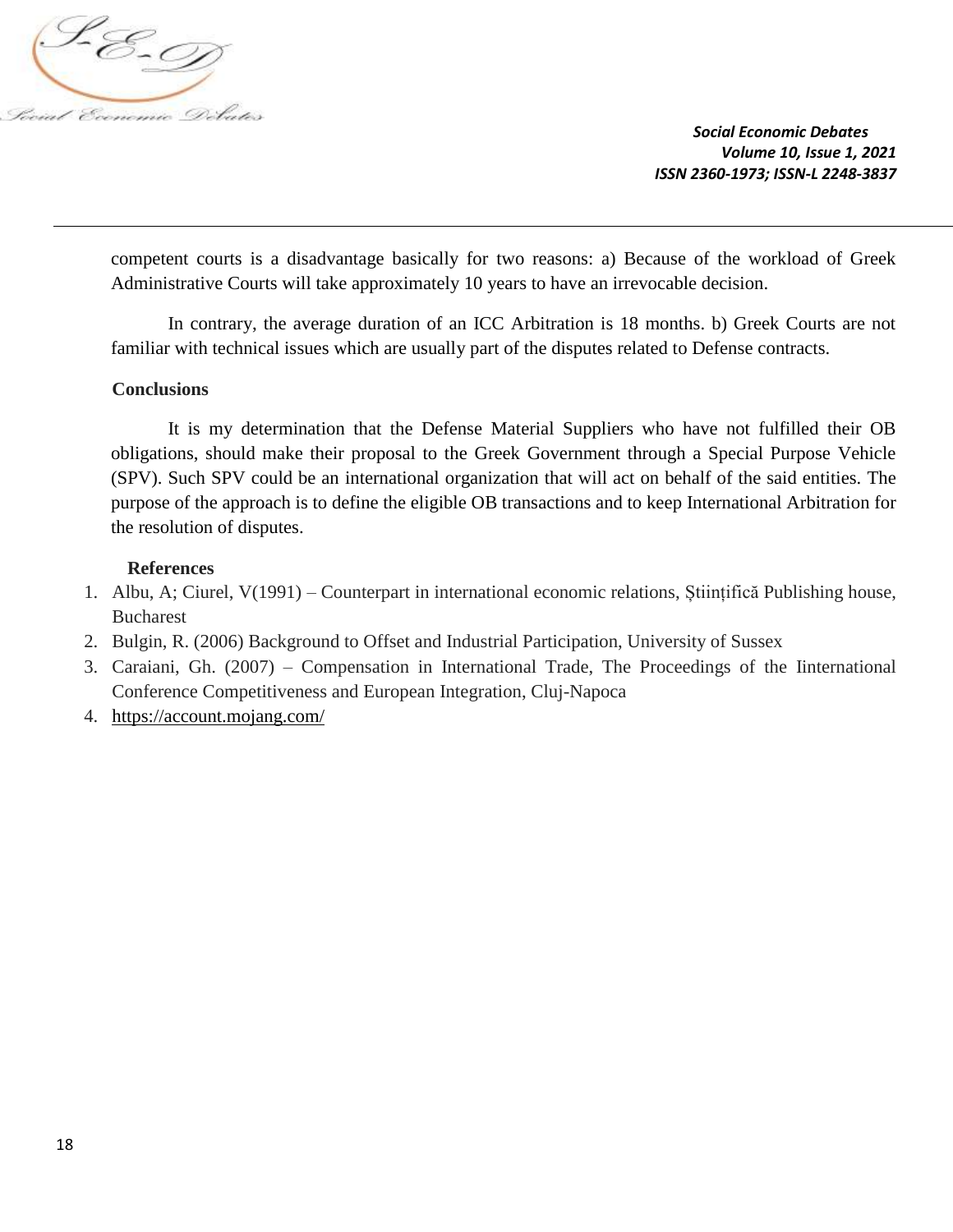competent courts is a disadvantage basically for two reasons: a) Because of the workload of Greek Administrative Courts will take approximately 10 years to have an irrevocable decision.

In contrary, the average duration of an ICC Arbitration is 18 months. b) Greek Courts are not familiar with technical issues which are usually part of the disputes related to Defense contracts.

## Conclusions

It is my determination that the Defense Material Suppliers who have not fulfilled their OB obligations, should make their proposal to the Greek Government through a Special Purpose Vehicle (SPV). Such SPV could be an international organization that will act on behalf of the said entities. The purpose of the approach is to define the eligible OB transactions and to keep International Arbitration for the resolution of disputes.

## References

1. Albu, A; Ciurel, V(1991) – Counterpart in international economic relations, Științifică Publishing house, Bucharest
2. Bulgin, R. (2006) Background to Offset and Industrial Participation, University of Sussex
3. Caraiani, Gh. (2007) – Compensation in International Trade, The Proceedings of the Iinternational Conference Competitiveness and European Integration, Cluj-Napoca
4. https://account.mojang.com/